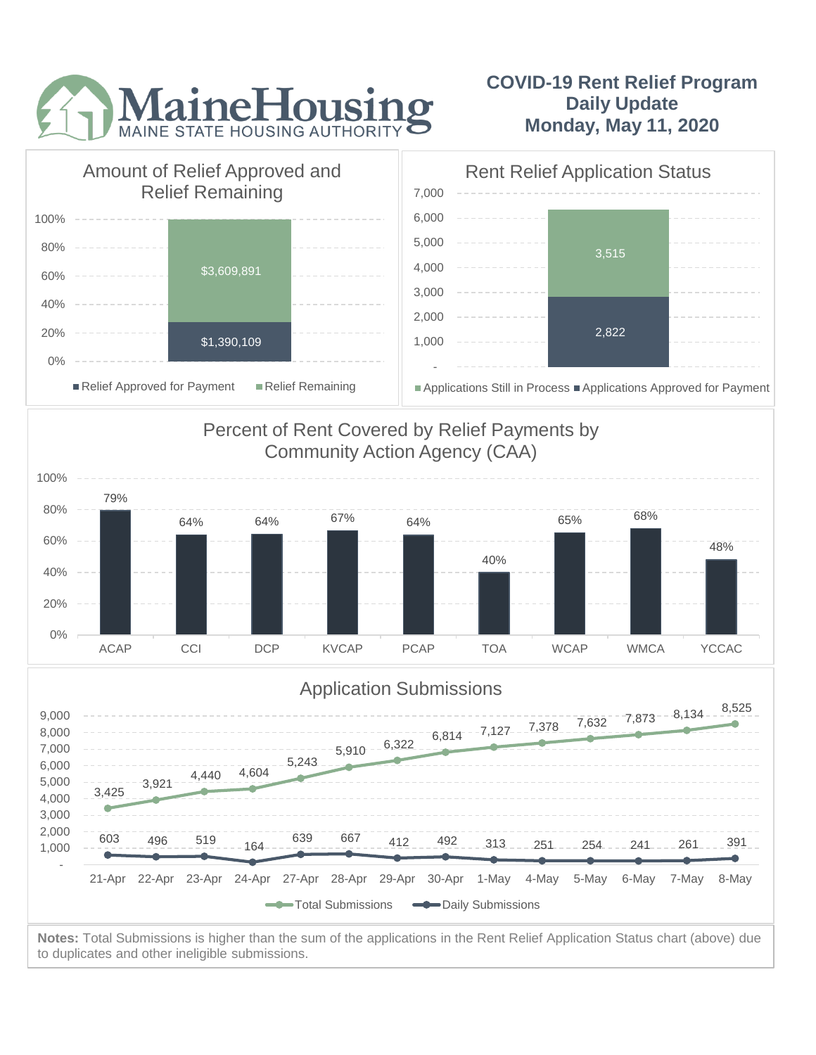# MaineHousing
MAINE STATE HOUSING AUTHORITY

## COVID-19 Rent Relief Program Daily Update Monday, May 11, 2020

### Amount of Relief Approved and Relief Remaining

| | Amount |
|---|---|
| Relief Approved for Payment | $1,390,109 |
| Relief Remaining | $3,609,891 |

### Rent Relief Application Status

| | Count |
|---|---|
| Applications Still in Process | 3,515 |
| Applications Approved for Payment | 2,822 |

### Percent of Rent Covered by Relief Payments by Community Action Agency (CAA)

| CAA | Percent |
|---|---|
| ACAP | 79% |
| CCI | 64% |
| DCP | 64% |
| KVCAP | 67% |
| PCAP | 64% |
| TOA | 40% |
| WCAP | 65% |
| WMCA | 68% |
| YCCAC | 48% |

### Application Submissions

| Date | Total Submissions | Daily Submissions |
|---|---|---|
| 21-Apr | 3,425 | 603 |
| 22-Apr | 3,921 | 496 |
| 23-Apr | 4,440 | 519 |
| 24-Apr | 4,604 | 164 |
| 27-Apr | 5,243 | 639 |
| 28-Apr | 5,910 | 667 |
| 29-Apr | 6,322 | 412 |
| 30-Apr | 6,814 | 492 |
| 1-May | 7,127 | 313 |
| 4-May | 7,378 | 251 |
| 5-May | 7,632 | 254 |
| 6-May | 7,873 | 241 |
| 7-May | 8,134 | 261 |
| 8-May | 8,525 | 391 |

**Notes:** Total Submissions is higher than the sum of the applications in the Rent Relief Application Status chart (above) due to duplicates and other ineligible submissions.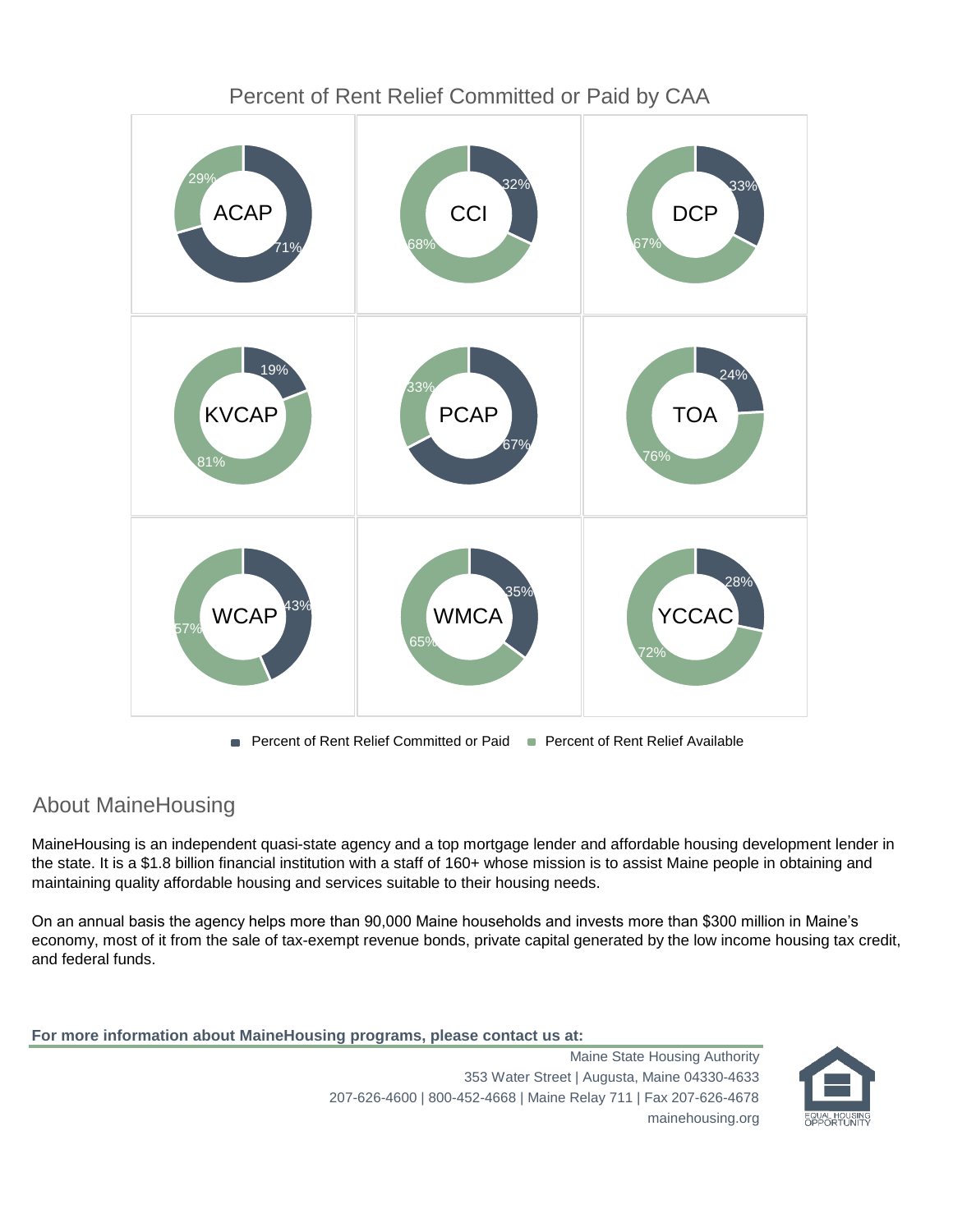## Percent of Rent Relief Committed or Paid by CAA

ACAP
29%
71%

CCI
32%
68%

DCP
33%
67%

KVCAP
19%
81%

PCAP
33%
67%

TOA
24%
76%

WCAP
43%
57%

WMCA
35%
65%

YCCAC
28%
72%

Percent of Rent Relief Committed or Paid
Percent of Rent Relief Available

## About MaineHousing

MaineHousing is an independent quasi-state agency and a top mortgage lender and affordable housing development lender in the state. It is a $1.8 billion financial institution with a staff of 160+ whose mission is to assist Maine people in obtaining and maintaining quality affordable housing and services suitable to their housing needs.

On an annual basis the agency helps more than 90,000 Maine households and invests more than $300 million in Maine's economy, most of it from the sale of tax-exempt revenue bonds, private capital generated by the low income housing tax credit, and federal funds.

**For more information about MaineHousing programs, please contact us at:**

Maine State Housing Authority
353 Water Street | Augusta, Maine 04330-4633
207-626-4600 | 800-452-4668 | Maine Relay 711 | Fax 207-626-4678
mainehousing.org

EQUAL HOUSING OPPORTUNITY